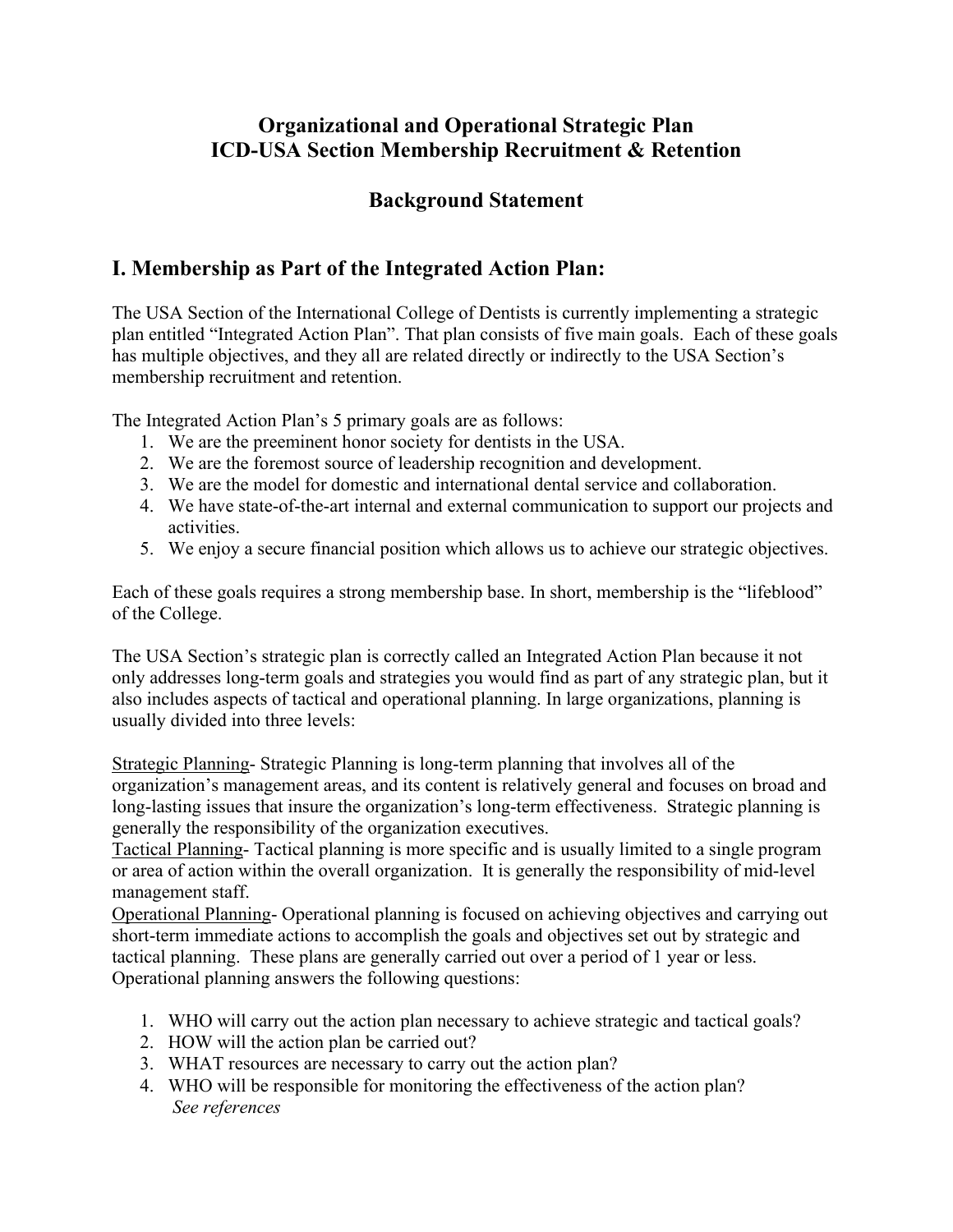# Organizational and Operational Strategic Plan
# ICD-USA Section Membership Recruitment & Retention

## Background Statement

## I. Membership as Part of the Integrated Action Plan:

The USA Section of the International College of Dentists is currently implementing a strategic plan entitled "Integrated Action Plan". That plan consists of five main goals. Each of these goals has multiple objectives, and they all are related directly or indirectly to the USA Section's membership recruitment and retention.

The Integrated Action Plan's 5 primary goals are as follows:

1. We are the preeminent honor society for dentists in the USA.
2. We are the foremost source of leadership recognition and development.
3. We are the model for domestic and international dental service and collaboration.
4. We have state-of-the-art internal and external communication to support our projects and activities.
5. We enjoy a secure financial position which allows us to achieve our strategic objectives.

Each of these goals requires a strong membership base. In short, membership is the "lifeblood" of the College.

The USA Section's strategic plan is correctly called an Integrated Action Plan because it not only addresses long-term goals and strategies you would find as part of any strategic plan, but it also includes aspects of tactical and operational planning. In large organizations, planning is usually divided into three levels:

<u>Strategic Planning</u>- Strategic Planning is long-term planning that involves all of the organization's management areas, and its content is relatively general and focuses on broad and long-lasting issues that insure the organization's long-term effectiveness. Strategic planning is generally the responsibility of the organization executives.
<u>Tactical Planning</u>- Tactical planning is more specific and is usually limited to a single program or area of action within the overall organization. It is generally the responsibility of mid-level management staff.
<u>Operational Planning</u>- Operational planning is focused on achieving objectives and carrying out short-term immediate actions to accomplish the goals and objectives set out by strategic and tactical planning. These plans are generally carried out over a period of 1 year or less. Operational planning answers the following questions:

1. WHO will carry out the action plan necessary to achieve strategic and tactical goals?
2. HOW will the action plan be carried out?
3. WHAT resources are necessary to carry out the action plan?
4. WHO will be responsible for monitoring the effectiveness of the action plan?
   *See references*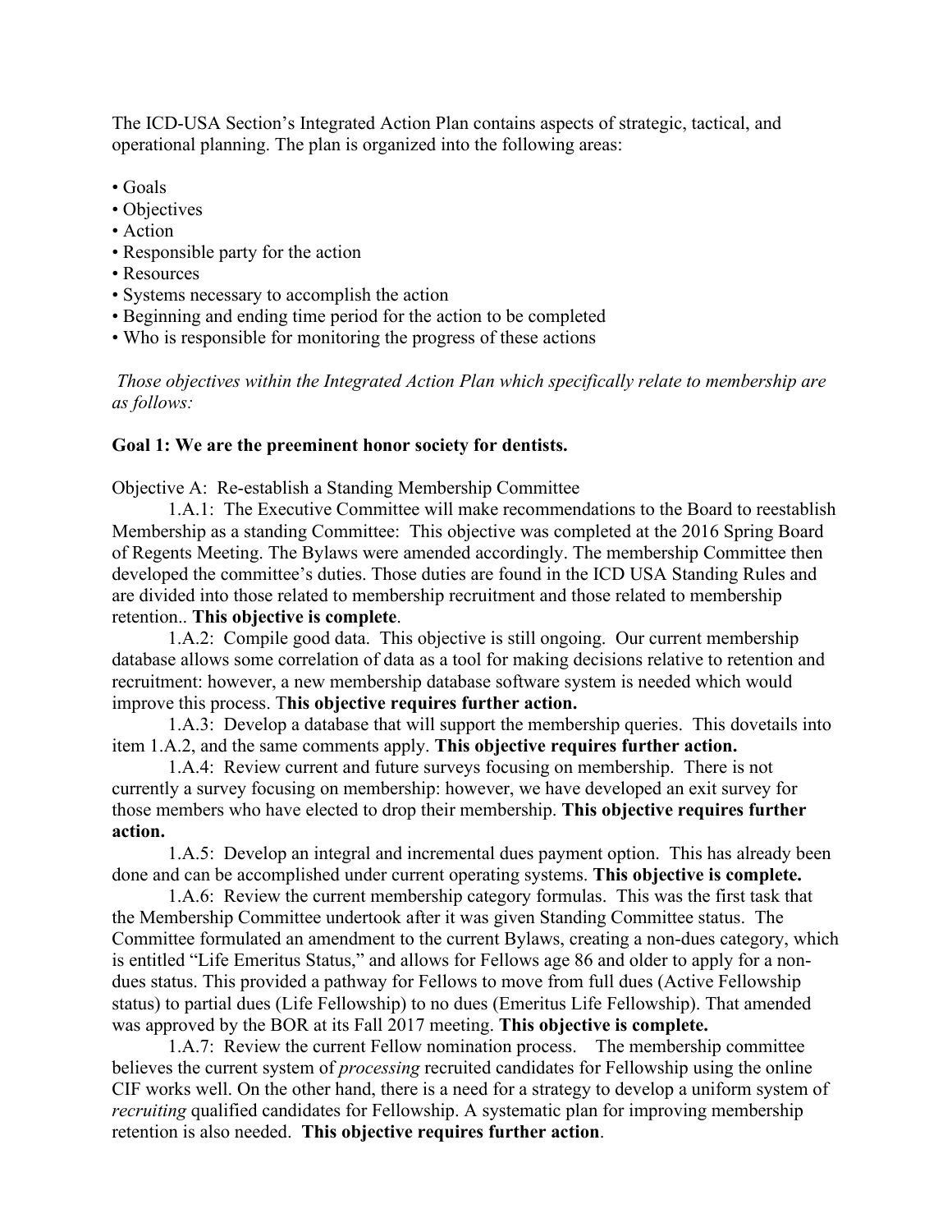The ICD-USA Section's Integrated Action Plan contains aspects of strategic, tactical, and operational planning. The plan is organized into the following areas:

- Goals
- Objectives
- Action
- Responsible party for the action
- Resources
- Systems necessary to accomplish the action
- Beginning and ending time period for the action to be completed
- Who is responsible for monitoring the progress of these actions

*Those objectives within the Integrated Action Plan which specifically relate to membership are as follows:*

**Goal 1: We are the preeminent honor society for dentists.**

Objective A: Re-establish a Standing Membership Committee

1.A.1: The Executive Committee will make recommendations to the Board to reestablish Membership as a standing Committee: This objective was completed at the 2016 Spring Board of Regents Meeting. The Bylaws were amended accordingly. The membership Committee then developed the committee's duties. Those duties are found in the ICD USA Standing Rules and are divided into those related to membership recruitment and those related to membership retention.. **This objective is complete**.

1.A.2: Compile good data. This objective is still ongoing. Our current membership database allows some correlation of data as a tool for making decisions relative to retention and recruitment: however, a new membership database software system is needed which would improve this process. T**his objective requires further action.**

1.A.3: Develop a database that will support the membership queries. This dovetails into item 1.A.2, and the same comments apply. **This objective requires further action.**

1.A.4: Review current and future surveys focusing on membership. There is not currently a survey focusing on membership: however, we have developed an exit survey for those members who have elected to drop their membership. **This objective requires further action.**

1.A.5: Develop an integral and incremental dues payment option. This has already been done and can be accomplished under current operating systems. **This objective is complete.**

1.A.6: Review the current membership category formulas. This was the first task that the Membership Committee undertook after it was given Standing Committee status. The Committee formulated an amendment to the current Bylaws, creating a non-dues category, which is entitled "Life Emeritus Status," and allows for Fellows age 86 and older to apply for a non-dues status. This provided a pathway for Fellows to move from full dues (Active Fellowship status) to partial dues (Life Fellowship) to no dues (Emeritus Life Fellowship). That amended was approved by the BOR at its Fall 2017 meeting. **This objective is complete.**

1.A.7: Review the current Fellow nomination process. The membership committee believes the current system of *processing* recruited candidates for Fellowship using the online CIF works well. On the other hand, there is a need for a strategy to develop a uniform system of *recruiting* qualified candidates for Fellowship. A systematic plan for improving membership retention is also needed. **This objective requires further action**.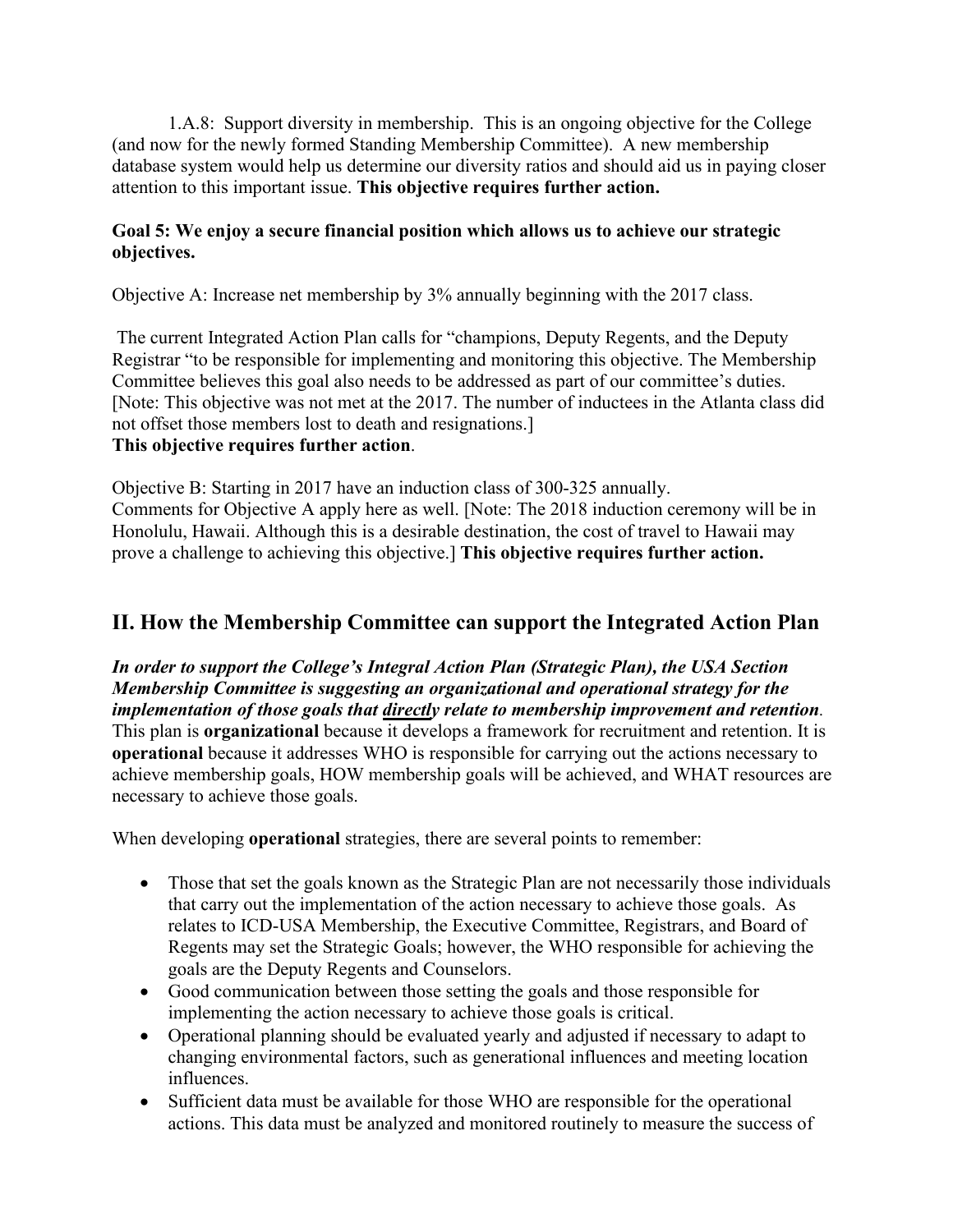1.A.8: Support diversity in membership. This is an ongoing objective for the College (and now for the newly formed Standing Membership Committee). A new membership database system would help us determine our diversity ratios and should aid us in paying closer attention to this important issue. **This objective requires further action.**

**Goal 5: We enjoy a secure financial position which allows us to achieve our strategic objectives.**

Objective A: Increase net membership by 3% annually beginning with the 2017 class.

The current Integrated Action Plan calls for "champions, Deputy Regents, and the Deputy Registrar "to be responsible for implementing and monitoring this objective. The Membership Committee believes this goal also needs to be addressed as part of our committee's duties. [Note: This objective was not met at the 2017. The number of inductees in the Atlanta class did not offset those members lost to death and resignations.]
**This objective requires further action**.

Objective B: Starting in 2017 have an induction class of 300-325 annually.
Comments for Objective A apply here as well. [Note: The 2018 induction ceremony will be in Honolulu, Hawaii. Although this is a desirable destination, the cost of travel to Hawaii may prove a challenge to achieving this objective.] **This objective requires further action.**

## II. How the Membership Committee can support the Integrated Action Plan

***In order to support the College's Integral Action Plan (Strategic Plan), the USA Section Membership Committee is suggesting an organizational and operational strategy for the implementation of those goals that directly relate to membership improvement and retention***. This plan is **organizational** because it develops a framework for recruitment and retention. It is **operational** because it addresses WHO is responsible for carrying out the actions necessary to achieve membership goals, HOW membership goals will be achieved, and WHAT resources are necessary to achieve those goals.

When developing **operational** strategies, there are several points to remember:

- Those that set the goals known as the Strategic Plan are not necessarily those individuals that carry out the implementation of the action necessary to achieve those goals. As relates to ICD-USA Membership, the Executive Committee, Registrars, and Board of Regents may set the Strategic Goals; however, the WHO responsible for achieving the goals are the Deputy Regents and Counselors.
- Good communication between those setting the goals and those responsible for implementing the action necessary to achieve those goals is critical.
- Operational planning should be evaluated yearly and adjusted if necessary to adapt to changing environmental factors, such as generational influences and meeting location influences.
- Sufficient data must be available for those WHO are responsible for the operational actions. This data must be analyzed and monitored routinely to measure the success of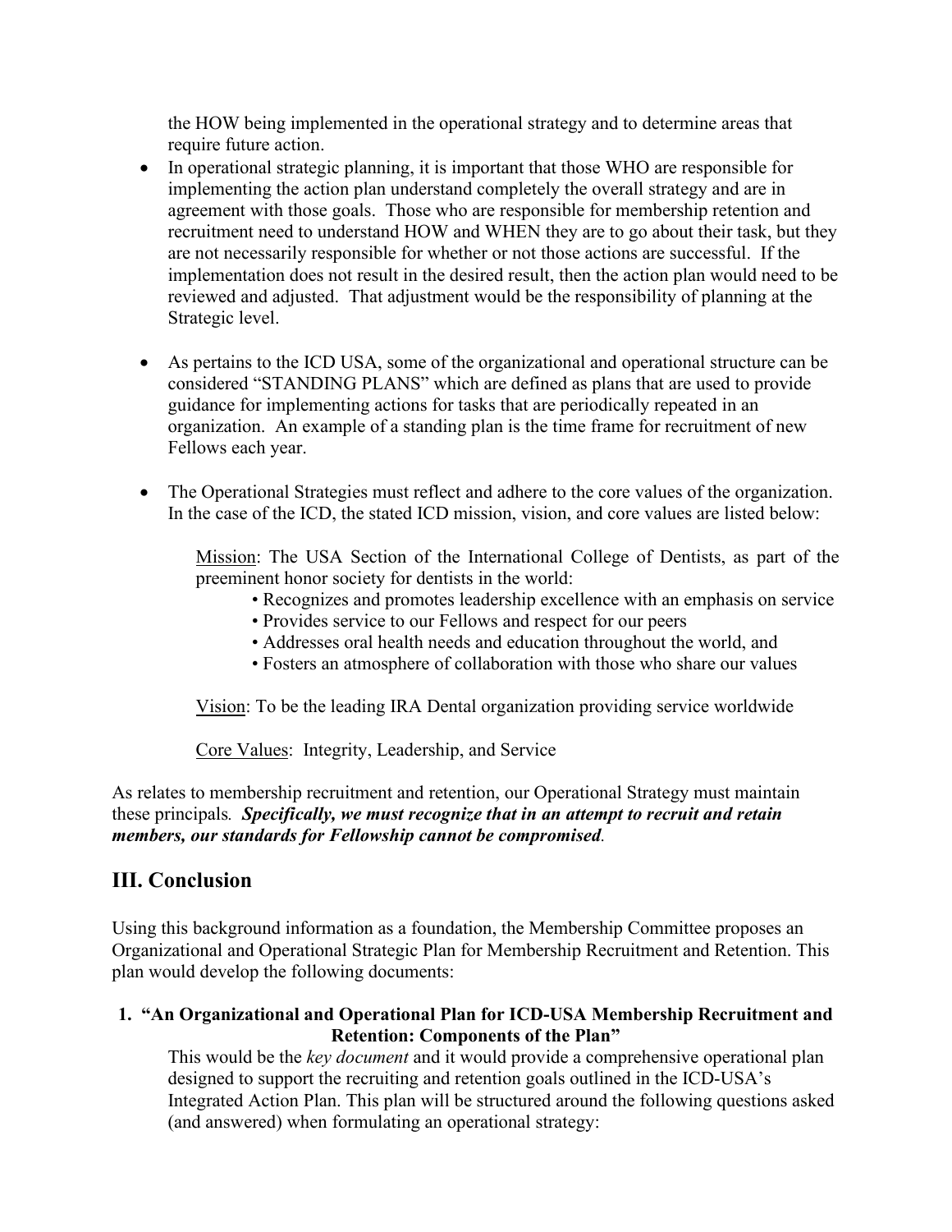the HOW being implemented in the operational strategy and to determine areas that require future action.

- In operational strategic planning, it is important that those WHO are responsible for implementing the action plan understand completely the overall strategy and are in agreement with those goals. Those who are responsible for membership retention and recruitment need to understand HOW and WHEN they are to go about their task, but they are not necessarily responsible for whether or not those actions are successful. If the implementation does not result in the desired result, then the action plan would need to be reviewed and adjusted. That adjustment would be the responsibility of planning at the Strategic level.

- As pertains to the ICD USA, some of the organizational and operational structure can be considered "STANDING PLANS" which are defined as plans that are used to provide guidance for implementing actions for tasks that are periodically repeated in an organization. An example of a standing plan is the time frame for recruitment of new Fellows each year.

- The Operational Strategies must reflect and adhere to the core values of the organization. In the case of the ICD, the stated ICD mission, vision, and core values are listed below:

  Mission: The USA Section of the International College of Dentists, as part of the preeminent honor society for dentists in the world:
  - Recognizes and promotes leadership excellence with an emphasis on service
  - Provides service to our Fellows and respect for our peers
  - Addresses oral health needs and education throughout the world, and
  - Fosters an atmosphere of collaboration with those who share our values

  Vision: To be the leading IRA Dental organization providing service worldwide

  Core Values: Integrity, Leadership, and Service

As relates to membership recruitment and retention, our Operational Strategy must maintain these principals. ***Specifically, we must recognize that in an attempt to recruit and retain members, our standards for Fellowship cannot be compromised***.

## III. Conclusion

Using this background information as a foundation, the Membership Committee proposes an Organizational and Operational Strategic Plan for Membership Recruitment and Retention. This plan would develop the following documents:

1. **"An Organizational and Operational Plan for ICD-USA Membership Recruitment and Retention: Components of the Plan"**
   This would be the *key document* and it would provide a comprehensive operational plan designed to support the recruiting and retention goals outlined in the ICD-USA's Integrated Action Plan. This plan will be structured around the following questions asked (and answered) when formulating an operational strategy: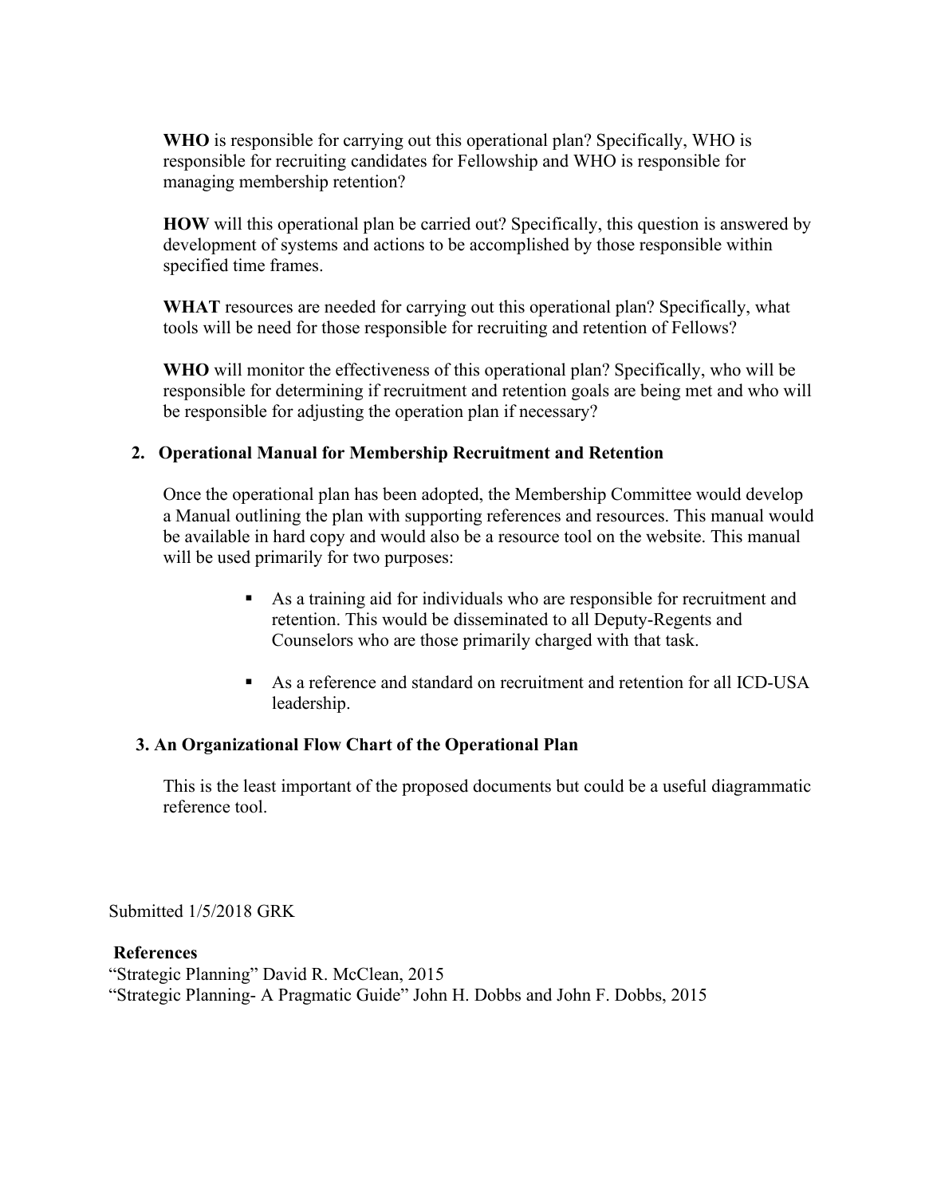**WHO** is responsible for carrying out this operational plan? Specifically, WHO is responsible for recruiting candidates for Fellowship and WHO is responsible for managing membership retention?

**HOW** will this operational plan be carried out? Specifically, this question is answered by development of systems and actions to be accomplished by those responsible within specified time frames.

**WHAT** resources are needed for carrying out this operational plan? Specifically, what tools will be need for those responsible for recruiting and retention of Fellows?

**WHO** will monitor the effectiveness of this operational plan? Specifically, who will be responsible for determining if recruitment and retention goals are being met and who will be responsible for adjusting the operation plan if necessary?

### 2. Operational Manual for Membership Recruitment and Retention

Once the operational plan has been adopted, the Membership Committee would develop a Manual outlining the plan with supporting references and resources. This manual would be available in hard copy and would also be a resource tool on the website. This manual will be used primarily for two purposes:

- As a training aid for individuals who are responsible for recruitment and retention. This would be disseminated to all Deputy-Regents and Counselors who are those primarily charged with that task.
- As a reference and standard on recruitment and retention for all ICD-USA leadership.

### 3. An Organizational Flow Chart of the Operational Plan

This is the least important of the proposed documents but could be a useful diagrammatic reference tool.

Submitted 1/5/2018 GRK

**References**

"Strategic Planning" David R. McClean, 2015

"Strategic Planning- A Pragmatic Guide" John H. Dobbs and John F. Dobbs, 2015